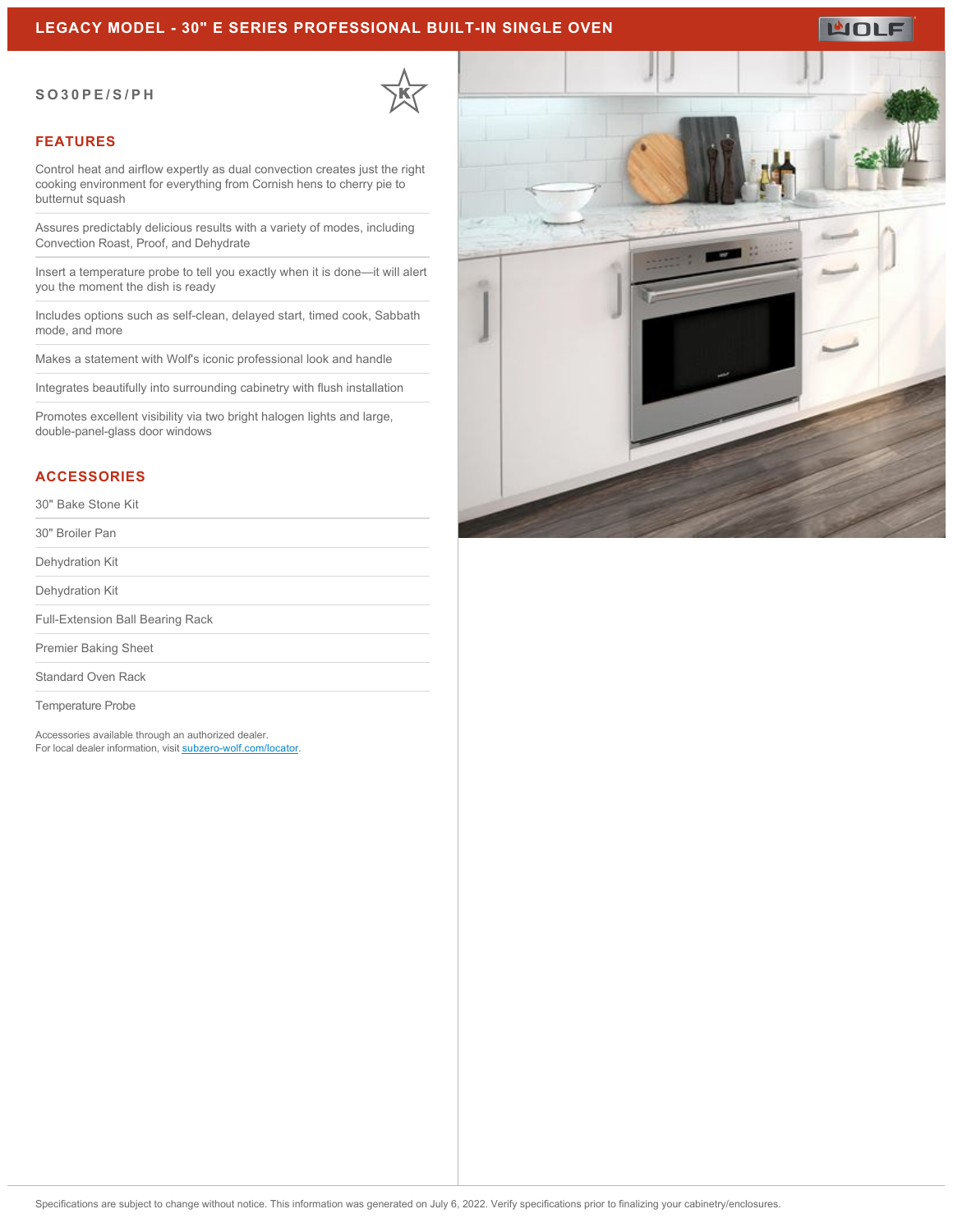# LEGACY MODEL - 30" E SERIES PROFESSIONAL BUILT-IN SINGLE OVEN

**SO30PE/S/PH**

## FEATURES

- Control heat and airflow expertly as dual convection creates just the right cooking environment for everything from Cornish hens to cherry pie to butternut squash
- Assures predictably delicious results with a variety of modes, including Convection Roast, Proof, and Dehydrate
- Insert a temperature probe to tell you exactly when it is done—it will alert you the moment the dish is ready
- Includes options such as self-clean, delayed start, timed cook, Sabbath mode, and more
- Makes a statement with Wolf's iconic professional look and handle
- Integrates beautifully into surrounding cabinetry with flush installation
- Promotes excellent visibility via two bright halogen lights and large, double-panel-glass door windows

## ACCESSORIES

- 30" Bake Stone Kit
- 30" Broiler Pan
- Dehydration Kit
- Dehydration Kit
- Full-Extension Ball Bearing Rack
- Premier Baking Sheet
- Standard Oven Rack
- Temperature Probe

Accessories available through an authorized dealer.
For local dealer information, visit subzero-wolf.com/locator.

Specifications are subject to change without notice. This information was generated on July 6, 2022. Verify specifications prior to finalizing your cabinetry/enclosures.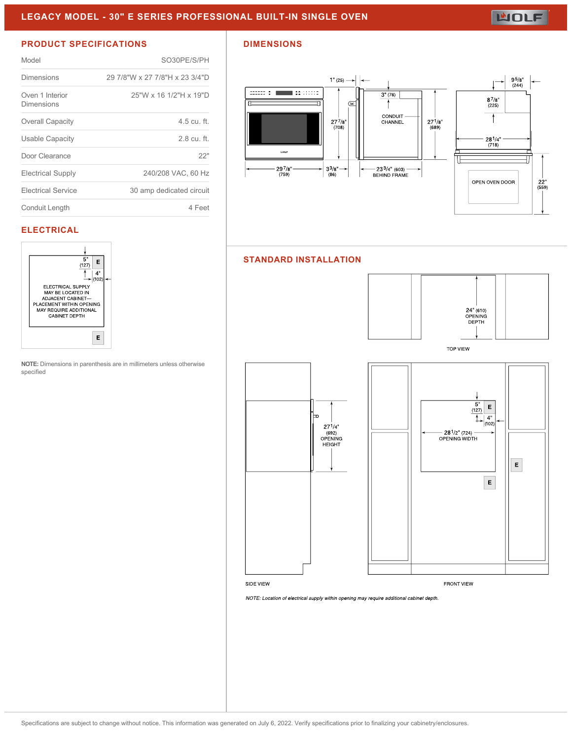# LEGACY MODEL - 30" E SERIES PROFESSIONAL BUILT-IN SINGLE OVEN

## PRODUCT SPECIFICATIONS

| | |
|---|---|
| Model | SO30PE/S/PH |
| Dimensions | 29 7/8"W x 27 7/8"H x 23 3/4"D |
| Oven 1 Interior Dimensions | 25"W x 16 1/2"H x 19"D |
| Overall Capacity | 4.5 cu. ft. |
| Usable Capacity | 2.8 cu. ft. |
| Door Clearance | 22" |
| Electrical Supply | 240/208 VAC, 60 Hz |
| Electrical Service | 30 amp dedicated circuit |
| Conduit Length | 4 Feet |

## ELECTRICAL

5" (127)
E
4" (102)
ELECTRICAL SUPPLY MAY BE LOCATED IN ADJACENT CABINET— PLACEMENT WITHIN OPENING MAY REQUIRE ADDITIONAL CABINET DEPTH
E

**NOTE:** Dimensions in parenthesis are in millimeters unless otherwise specified

## DIMENSIONS

1" (25)
27 7/8" (708)
3" (76)
CONDUIT CHANNEL
27 1/8" (689)
29 7/8" (759)
3 3/8" (86)
23 3/4" (603) BEHIND FRAME
9 5/8" (244)
8 7/8" (225)
28 1/4" (718)
OPEN OVEN DOOR
22" (559)

## STANDARD INSTALLATION

24" (610) OPENING DEPTH

TOP VIEW

27 1/4" (692) OPENING HEIGHT

SIDE VIEW

5" (127)
E
4" (102)
28 1/2" (724) OPENING WIDTH
E
E

FRONT VIEW

*NOTE: Location of electrical supply within opening may require additional cabinet depth.*

Specifications are subject to change without notice. This information was generated on July 6, 2022. Verify specifications prior to finalizing your cabinetry/enclosures.